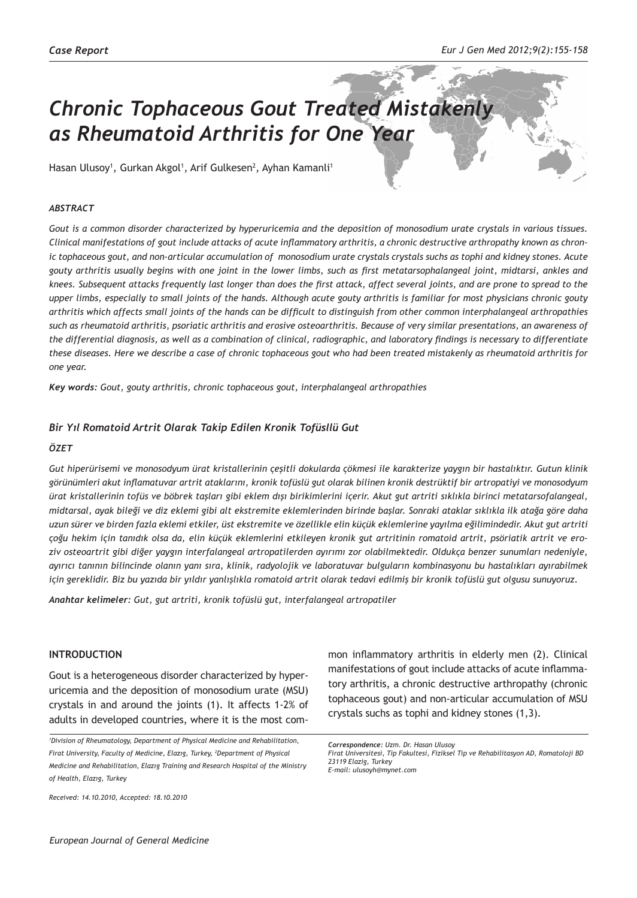*Case Report*

# *Chronic Tophaceous Gout Treated Mistakenly as Rheumatoid Arthritis for One Year*

Hasan Ulusoy[1], Gurkan Akgol[1], Arif Gulkesen[2], Ayhan Kamanli[1]

### *ABSTRACT*

*Gout is a common disorder characterized by hyperuricemia and the deposition of monosodium urate crystals in various tissues. Clinical manifestations of gout include attacks of acute inflammatory arthritis, a chronic destructive arthropathy known as chronic tophaceous gout, and non-articular accumulation of monosodium urate crystals crystals suchs as tophi and kidney stones. Acute gouty arthritis usually begins with one joint in the lower limbs, such as first metatarsophalangeal joint, midtarsi, ankles and knees. Subsequent attacks frequently last longer than does the first attack, affect several joints, and are prone to spread to the upper limbs, especially to small joints of the hands. Although acute gouty arthritis is familiar for most physicians chronic gouty arthritis which affects small joints of the hands can be difficult to distinguish from other common interphalangeal arthropathies such as rheumatoid arthritis, psoriatic arthritis and erosive osteoarthritis. Because of very similar presentations, an awareness of the differential diagnosis, as well as a combination of clinical, radiographic, and laboratory findings is necessary to differentiate these diseases. Here we describe a case of chronic tophaceous gout who had been treated mistakenly as rheumatoid arthritis for one year.*

***Key words:*** *Gout, gouty arthritis, chronic tophaceous gout, interphalangeal arthropathies*

### *Bir Yıl Romatoid Artrit Olarak Takip Edilen Kronik Tofüsllü Gut*

### *ÖZET*

*Gut hiperürisemi ve monosodyum ürat kristallerinin çeşitli dokularda çökmesi ile karakterize yaygın bir hastalıktır. Gutun klinik görünümleri akut inflamatuvar artrit ataklarını, kronik tofüslü gut olarak bilinen kronik destrüktif bir artropatiyi ve monosodyum ürat kristallerinin tofüs ve böbrek taşları gibi eklem dışı birikimlerini içerir. Akut gut artriti sıklıkla birinci metatarsofalangeal, midtarsal, ayak bileği ve diz eklemi gibi alt ekstremite eklemlerinden birinde başlar. Sonraki ataklar sıklıkla ilk atağa göre daha uzun sürer ve birden fazla eklemi etkiler, üst ekstremite ve özellikle elin küçük eklemlerine yayılma eğilimindedir. Akut gut artriti çoğu hekim için tanıdık olsa da, elin küçük eklemlerini etkileyen kronik gut artritinin romatoid artrit, psöriatik artrit ve eroziv osteoartrit gibi diğer yaygın interfalangeal artropatilerden ayırımı zor olabilmektedir. Oldukça benzer sunumları nedeniyle, ayırıcı tanının bilincinde olanın yanı sıra, klinik, radyolojik ve laboratuvar bulguların kombinasyonu bu hastalıkları ayırabilmek için gereklidir. Biz bu yazıda bir yıldır yanlışlıkla romatoid artrit olarak tedavi edilmiş bir kronik tofüslü gut olgusu sunuyoruz.*

***Anahtar kelimeler:*** *Gut, gut artriti, kronik tofüslü gut, interfalangeal artropatiler*

## INTRODUCTION

Gout is a heterogeneous disorder characterized by hyperuricemia and the deposition of monosodium urate (MSU) crystals in and around the joints (1). It affects 1-2% of adults in developed countries, where it is the most common inflammatory arthritis in elderly men (2). Clinical manifestations of gout include attacks of acute inflammatory arthritis, a chronic destructive arthropathy (chronic tophaceous gout) and non-articular accumulation of MSU crystals suchs as tophi and kidney stones (1,3).

*[1]Division of Rheumatology, Department of Physical Medicine and Rehabilitation, Firat University, Faculty of Medicine, Elazıg, Turkey, [2]Department of Physical Medicine and Rehabilitation, Elazıg Training and Research Hospital of the Ministry of Health, Elazıg, Turkey*

*Received: 14.10.2010, Accepted: 18.10.2010*

***Correspondence:*** *Uzm. Dr. Hasan Ulusoy*
*Firat Universitesi, Tip Fakultesi, Fiziksel Tip ve Rehabilitasyon AD, Romatoloji BD 23119 Elazig, Turkey*
*E-mail: ulusoyh@mynet.com*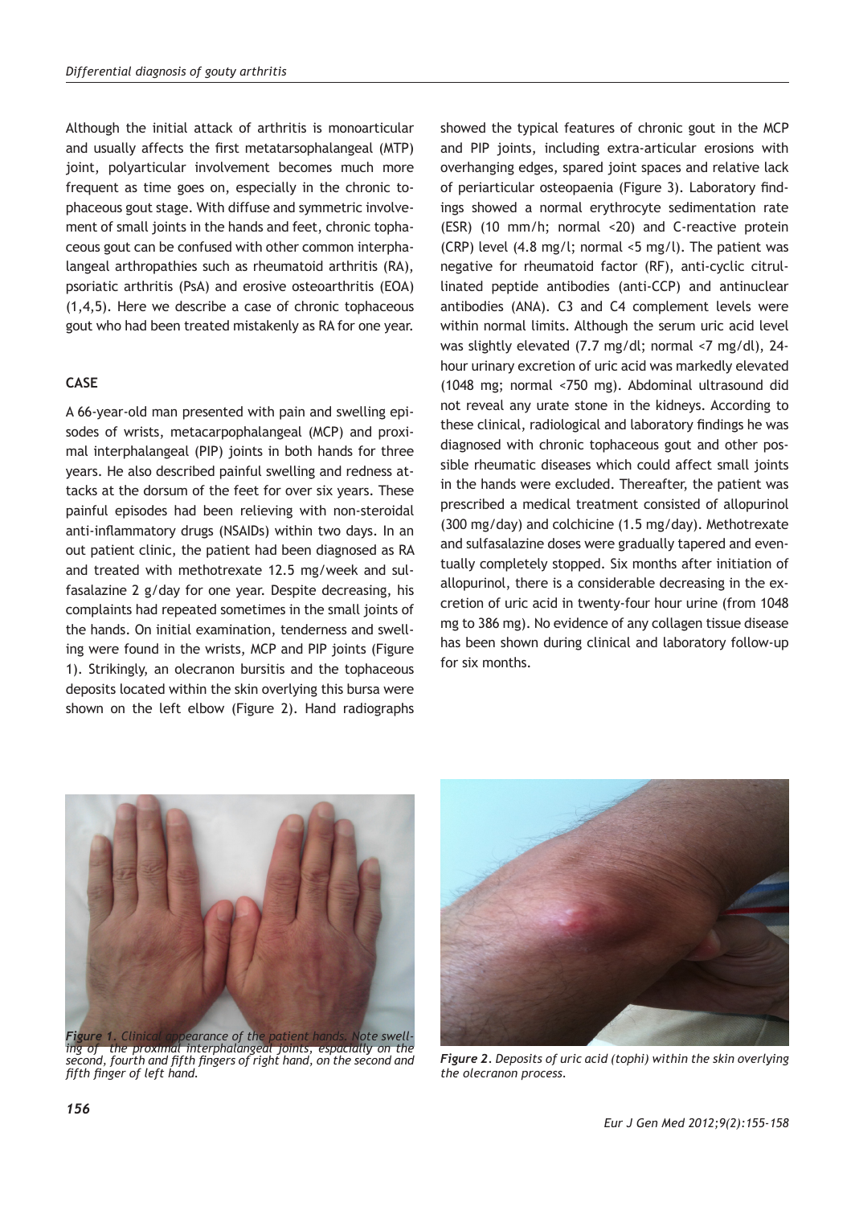Although the initial attack of arthritis is monoarticular and usually affects the first metatarsophalangeal (MTP) joint, polyarticular involvement becomes much more frequent as time goes on, especially in the chronic tophaceous gout stage. With diffuse and symmetric involvement of small joints in the hands and feet, chronic tophaceous gout can be confused with other common interphalangeal arthropathies such as rheumatoid arthritis (RA), psoriatic arthritis (PsA) and erosive osteoarthritis (EOA) (1,4,5). Here we describe a case of chronic tophaceous gout who had been treated mistakenly as RA for one year.

## CASE

A 66-year-old man presented with pain and swelling episodes of wrists, metacarpophalangeal (MCP) and proximal interphalangeal (PIP) joints in both hands for three years. He also described painful swelling and redness attacks at the dorsum of the feet for over six years. These painful episodes had been relieving with non-steroidal anti-inflammatory drugs (NSAIDs) within two days. In an out patient clinic, the patient had been diagnosed as RA and treated with methotrexate 12.5 mg/week and sulfasalazine 2 g/day for one year. Despite decreasing, his complaints had repeated sometimes in the small joints of the hands. On initial examination, tenderness and swelling were found in the wrists, MCP and PIP joints (Figure 1). Strikingly, an olecranon bursitis and the tophaceous deposits located within the skin overlying this bursa were shown on the left elbow (Figure 2). Hand radiographs showed the typical features of chronic gout in the MCP and PIP joints, including extra-articular erosions with overhanging edges, spared joint spaces and relative lack of periarticular osteopaenia (Figure 3). Laboratory findings showed a normal erythrocyte sedimentation rate (ESR) (10 mm/h; normal <20) and C-reactive protein (CRP) level (4.8 mg/l; normal <5 mg/l). The patient was negative for rheumatoid factor (RF), anti-cyclic citrullinated peptide antibodies (anti-CCP) and antinuclear antibodies (ANA). C3 and C4 complement levels were within normal limits. Although the serum uric acid level was slightly elevated (7.7 mg/dl; normal <7 mg/dl), 24-hour urinary excretion of uric acid was markedly elevated (1048 mg; normal <750 mg). Abdominal ultrasound did not reveal any urate stone in the kidneys. According to these clinical, radiological and laboratory findings he was diagnosed with chronic tophaceous gout and other possible rheumatic diseases which could affect small joints in the hands were excluded. Thereafter, the patient was prescribed a medical treatment consisted of allopurinol (300 mg/day) and colchicine (1.5 mg/day). Methotrexate and sulfasalazine doses were gradually tapered and eventually completely stopped. Six months after initiation of allopurinol, there is a considerable decreasing in the excretion of uric acid in twenty-four hour urine (from 1048 mg to 386 mg). No evidence of any collagen tissue disease has been shown during clinical and laboratory follow-up for six months.

*Figure 1. Clinical appearance of the patient hands. Note swelling of the proximal interphalangeal joints, especially on the second, fourth and fifth fingers of right hand, on the second and fifth finger of left hand.*

*Figure 2. Deposits of uric acid (tophi) within the skin overlying the olecranon process.*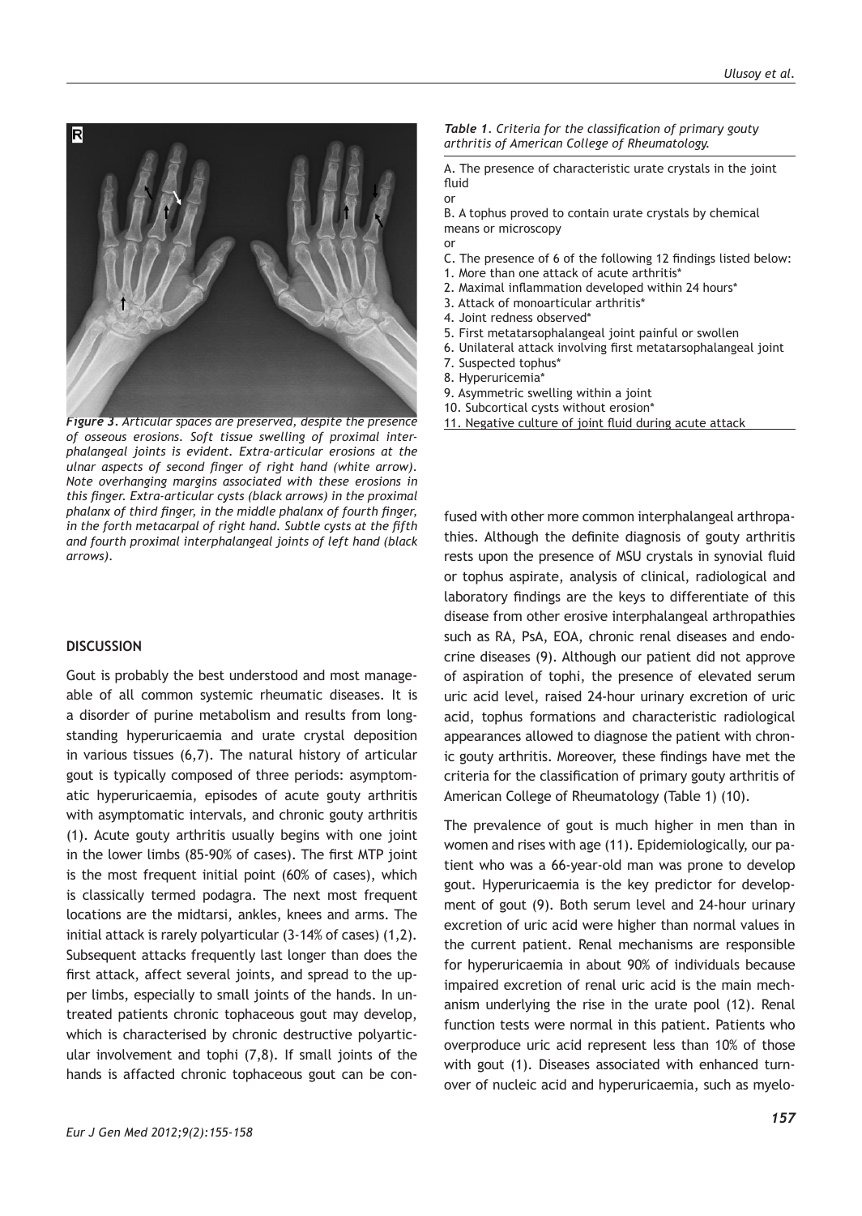*Figure 3. Articular spaces are preserved, despite the presence of osseous erosions. Soft tissue swelling of proximal interphalangeal joints is evident. Extra-articular erosions at the ulnar aspects of second finger of right hand (white arrow). Note overhanging margins associated with these erosions in this finger. Extra-articular cysts (black arrows) in the proximal phalanx of third finger, in the middle phalanx of fourth finger, in the forth metacarpal of right hand. Subtle cysts at the fifth and fourth proximal interphalangeal joints of left hand (black arrows).*

*Table 1. Criteria for the classification of primary gouty arthritis of American College of Rheumatology.*

A. The presence of characteristic urate crystals in the joint fluid
or
B. A tophus proved to contain urate crystals by chemical means or microscopy
or
C. The presence of 6 of the following 12 findings listed below:
1. More than one attack of acute arthritis*
2. Maximal inflammation developed within 24 hours*
3. Attack of monoarticular arthritis*
4. Joint redness observed*
5. First metatarsophalangeal joint painful or swollen
6. Unilateral attack involving first metatarsophalangeal joint
7. Suspected tophus*
8. Hyperuricemia*
9. Asymmetric swelling within a joint
10. Subcortical cysts without erosion*
11. Negative culture of joint fluid during acute attack

## DISCUSSION

Gout is probably the best understood and most manageable of all common systemic rheumatic diseases. It is a disorder of purine metabolism and results from longstanding hyperuricaemia and urate crystal deposition in various tissues (6,7). The natural history of articular gout is typically composed of three periods: asymptomatic hyperuricaemia, episodes of acute gouty arthritis with asymptomatic intervals, and chronic gouty arthritis (1). Acute gouty arthritis usually begins with one joint in the lower limbs (85-90% of cases). The first MTP joint is the most frequent initial point (60% of cases), which is classically termed podagra. The next most frequent locations are the midtarsi, ankles, knees and arms. The initial attack is rarely polyarticular (3-14% of cases) (1,2). Subsequent attacks frequently last longer than does the first attack, affect several joints, and spread to the upper limbs, especially to small joints of the hands. In untreated patients chronic tophaceous gout may develop, which is characterised by chronic destructive polyarticular involvement and tophi (7,8). If small joints of the hands is affacted chronic tophaceous gout can be confused with other more common interphalangeal arthropathies. Although the definite diagnosis of gouty arthritis rests upon the presence of MSU crystals in synovial fluid or tophus aspirate, analysis of clinical, radiological and laboratory findings are the keys to differentiate of this disease from other erosive interphalangeal arthropathies such as RA, PsA, EOA, chronic renal diseases and endocrine diseases (9). Although our patient did not approve of aspiration of tophi, the presence of elevated serum uric acid level, raised 24-hour urinary excretion of uric acid, tophus formations and characteristic radiological appearances allowed to diagnose the patient with chronic gouty arthritis. Moreover, these findings have met the criteria for the classification of primary gouty arthritis of American College of Rheumatology (Table 1) (10).

The prevalence of gout is much higher in men than in women and rises with age (11). Epidemiologically, our patient who was a 66-year-old man was prone to develop gout. Hyperuricaemia is the key predictor for development of gout (9). Both serum level and 24-hour urinary excretion of uric acid were higher than normal values in the current patient. Renal mechanisms are responsible for hyperuricaemia in about 90% of individuals because impaired excretion of renal uric acid is the main mechanism underlying the rise in the urate pool (12). Renal function tests were normal in this patient. Patients who overproduce uric acid represent less than 10% of those with gout (1). Diseases associated with enhanced turnover of nucleic acid and hyperuricaemia, such as myelo-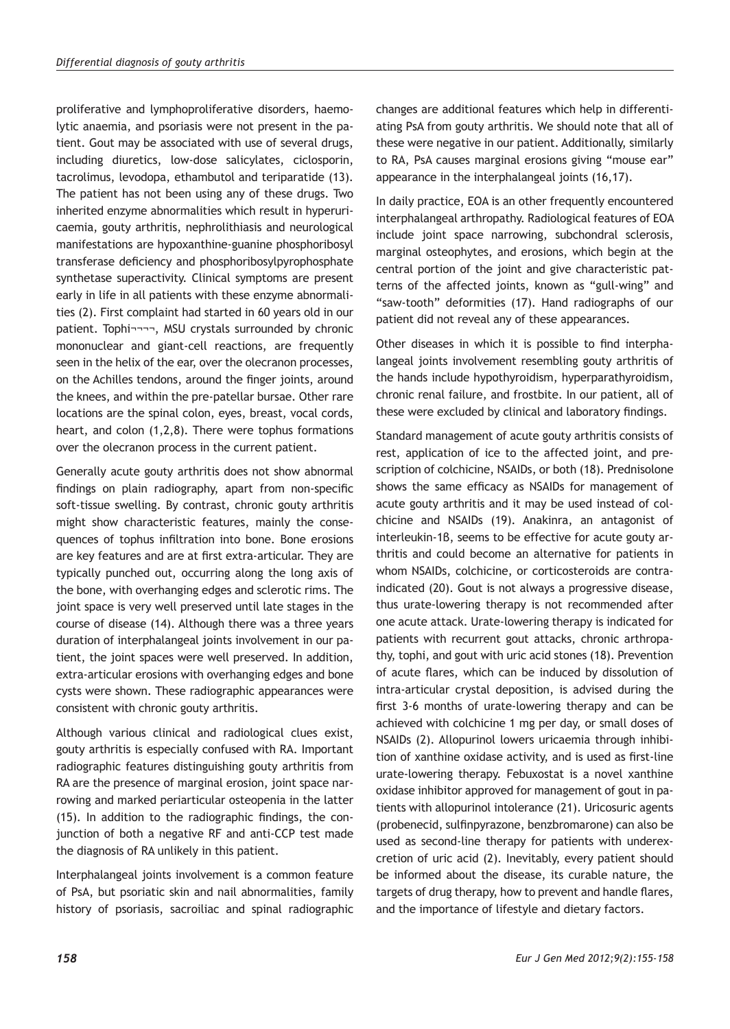proliferative and lymphoproliferative disorders, haemolytic anaemia, and psoriasis were not present in the patient. Gout may be associated with use of several drugs, including diuretics, low-dose salicylates, ciclosporin, tacrolimus, levodopa, ethambutol and teriparatide (13). The patient has not been using any of these drugs. Two inherited enzyme abnormalities which result in hyperuricaemia, gouty arthritis, nephrolithiasis and neurological manifestations are hypoxanthine-guanine phosphoribosyl transferase deficiency and phosphoribosylpyrophosphate synthetase superactivity. Clinical symptoms are present early in life in all patients with these enzyme abnormalities (2). First complaint had started in 60 years old in our patient. Tophi¬¬¬¬, MSU crystals surrounded by chronic mononuclear and giant-cell reactions, are frequently seen in the helix of the ear, over the olecranon processes, on the Achilles tendons, around the finger joints, around the knees, and within the pre-patellar bursae. Other rare locations are the spinal colon, eyes, breast, vocal cords, heart, and colon (1,2,8). There were tophus formations over the olecranon process in the current patient.

Generally acute gouty arthritis does not show abnormal findings on plain radiography, apart from non-specific soft-tissue swelling. By contrast, chronic gouty arthritis might show characteristic features, mainly the consequences of tophus infiltration into bone. Bone erosions are key features and are at first extra-articular. They are typically punched out, occurring along the long axis of the bone, with overhanging edges and sclerotic rims. The joint space is very well preserved until late stages in the course of disease (14). Although there was a three years duration of interphalangeal joints involvement in our patient, the joint spaces were well preserved. In addition, extra-articular erosions with overhanging edges and bone cysts were shown. These radiographic appearances were consistent with chronic gouty arthritis.

Although various clinical and radiological clues exist, gouty arthritis is especially confused with RA. Important radiographic features distinguishing gouty arthritis from RA are the presence of marginal erosion, joint space narrowing and marked periarticular osteopenia in the latter (15). In addition to the radiographic findings, the conjunction of both a negative RF and anti-CCP test made the diagnosis of RA unlikely in this patient.

Interphalangeal joints involvement is a common feature of PsA, but psoriatic skin and nail abnormalities, family history of psoriasis, sacroiliac and spinal radiographic changes are additional features which help in differentiating PsA from gouty arthritis. We should note that all of these were negative in our patient. Additionally, similarly to RA, PsA causes marginal erosions giving "mouse ear" appearance in the interphalangeal joints (16,17).

In daily practice, EOA is an other frequently encountered interphalangeal arthropathy. Radiological features of EOA include joint space narrowing, subchondral sclerosis, marginal osteophytes, and erosions, which begin at the central portion of the joint and give characteristic patterns of the affected joints, known as "gull-wing" and "saw-tooth" deformities (17). Hand radiographs of our patient did not reveal any of these appearances.

Other diseases in which it is possible to find interphalangeal joints involvement resembling gouty arthritis of the hands include hypothyroidism, hyperparathyroidism, chronic renal failure, and frostbite. In our patient, all of these were excluded by clinical and laboratory findings.

Standard management of acute gouty arthritis consists of rest, application of ice to the affected joint, and prescription of colchicine, NSAIDs, or both (18). Prednisolone shows the same efficacy as NSAIDs for management of acute gouty arthritis and it may be used instead of colchicine and NSAIDs (19). Anakinra, an antagonist of interleukin-1ß, seems to be effective for acute gouty arthritis and could become an alternative for patients in whom NSAIDs, colchicine, or corticosteroids are contraindicated (20). Gout is not always a progressive disease, thus urate-lowering therapy is not recommended after one acute attack. Urate-lowering therapy is indicated for patients with recurrent gout attacks, chronic arthropathy, tophi, and gout with uric acid stones (18). Prevention of acute flares, which can be induced by dissolution of intra-articular crystal deposition, is advised during the first 3-6 months of urate-lowering therapy and can be achieved with colchicine 1 mg per day, or small doses of NSAIDs (2). Allopurinol lowers uricaemia through inhibition of xanthine oxidase activity, and is used as first-line urate-lowering therapy. Febuxostat is a novel xanthine oxidase inhibitor approved for management of gout in patients with allopurinol intolerance (21). Uricosuric agents (probenecid, sulfinpyrazone, benzbromarone) can also be used as second-line therapy for patients with underexcretion of uric acid (2). Inevitably, every patient should be informed about the disease, its curable nature, the targets of drug therapy, how to prevent and handle flares, and the importance of lifestyle and dietary factors.